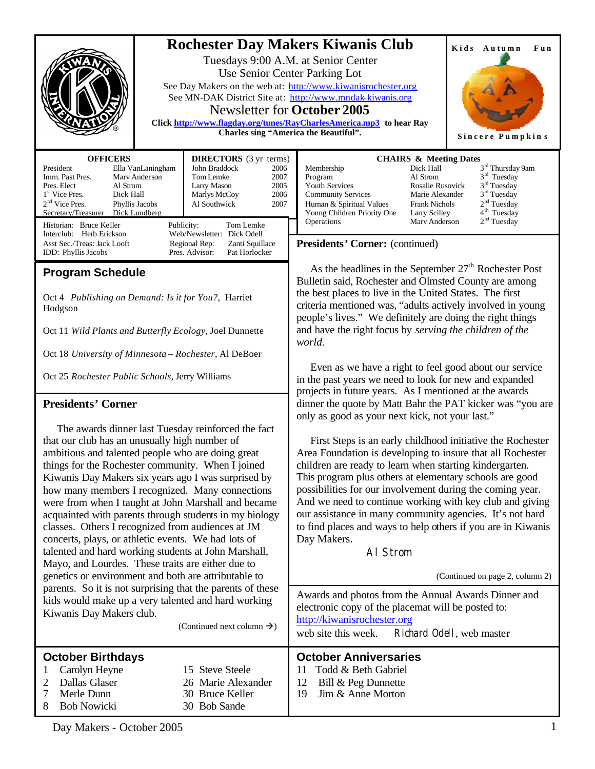# Rochester Day Makers Kiwanis Club

Tuesdays 9:00 A.M. at Senior Center
Use Senior Center Parking Lot
See Day Makers on the web at: http://www.kiwanisrochester.org
See MN-DAK District Site at: http://www.mndak-kiwanis.org

## Newsletter for October 2005

**Click http://www.flagday.org/tunes/RayCharlesAmerica.mp3 to hear Ray Charles sing "America the Beautiful".**

Kids Autumn Fun

Sincere Pumpkins

| OFFICERS | |
|---|---|
| President | Ella VanLaningham |
| Imm. Past Pres. | Marv Anderson |
| Pres. Elect | Al Strom |
| 1st Vice Pres. | Dick Hall |
| 2nd Vice Pres. | Phyllis Jacobs |
| Secretary/Treasurer | Dick Lundberg |

| DIRECTORS (3 yr terms) | |
|---|---|
| John Braddock | 2006 |
| Tom Lemke | 2007 |
| Larry Mason | 2005 |
| Marlys McCoy | 2006 |
| Al Southwick | 2007 |

Historian: Bruce Keller
Interclub: Herb Erickson
Asst Sec./Treas: Jack Looft
IDD: Phyllis Jacobs
Publicity: Tom Lemke
Web/Newsletter: Dick Odell
Regional Rep: Zanti Squillace
Pres. Advisor: Pat Horlocker

| CHAIRS & Meeting Dates | | |
|---|---|---|
| Membership | Dick Hall | 3rd Thursday 9am |
| Program | Al Strom | 3rd Tuesday |
| Youth Services | Rosalie Rusovick | 3rd Tuesday |
| Community Services | Marie Alexander | 3rd Tuesday |
| Human & Spiritual Values | Frank Nichols | 2nd Tuesday |
| Young Children Priority One | Larry Scilley | 4th Tuesday |
| Operations | Marv Anderson | 2nd Tuesday |

## Program Schedule

Oct 4 *Publishing on Demand: Is it for You?*, Harriet Hodgson

Oct 11 *Wild Plants and Butterfly Ecology*, Joel Dunnette

Oct 18 *University of Minnesota – Rochester*, Al DeBoer

Oct 25 *Rochester Public Schools*, Jerry Williams

## Presidents' Corner

The awards dinner last Tuesday reinforced the fact that our club has an unusually high number of ambitious and talented people who are doing great things for the Rochester community. When I joined Kiwanis Day Makers six years ago I was surprised by how many members I recognized. Many connections were from when I taught at John Marshall and became acquainted with parents through students in my biology classes. Others I recognized from audiences at JM concerts, plays, or athletic events. We had lots of talented and hard working students at John Marshall, Mayo, and Lourdes. These traits are either due to genetics or environment and both are attributable to parents. So it is not surprising that the parents of these kids would make up a very talented and hard working Kiwanis Day Makers club.

(Continued next column →)

**Presidents' Corner:** (continued)

As the headlines in the September 27th Rochester Post Bulletin said, Rochester and Olmsted County are among the best places to live in the United States. The first criteria mentioned was, "adults actively involved in young people's lives." We definitely are doing the right things and have the right focus by *serving the children of the world.*

Even as we have a right to feel good about our service in the past years we need to look for new and expanded projects in future years. As I mentioned at the awards dinner the quote by Matt Bahr the PAT kicker was "you are only as good as your next kick, not your last."

First Steps is an early childhood initiative the Rochester Area Foundation is developing to insure that all Rochester children are ready to learn when starting kindergarten. This program plus others at elementary schools are good possibilities for our involvement during the coming year. And we need to continue working with key club and giving our assistance in many community agencies. It's not hard to find places and ways to help others if you are in Kiwanis Day Makers.

Al Strom

(Continued on page 2, column 2)

Awards and photos from the Annual Awards Dinner and electronic copy of the placemat will be posted to: http://kiwanisrochester.org web site this week. Richard Odell, web master

## October Birthdays

| | |
|---|---|
| 1 Carolyn Heyne | 15 Steve Steele |
| 2 Dallas Glaser | 26 Marie Alexander |
| 7 Merle Dunn | 30 Bruce Keller |
| 8 Bob Nowicki | 30 Bob Sande |

## October Anniversaries

11 Todd & Beth Gabriel
12 Bill & Peg Dunnette
19 Jim & Anne Morton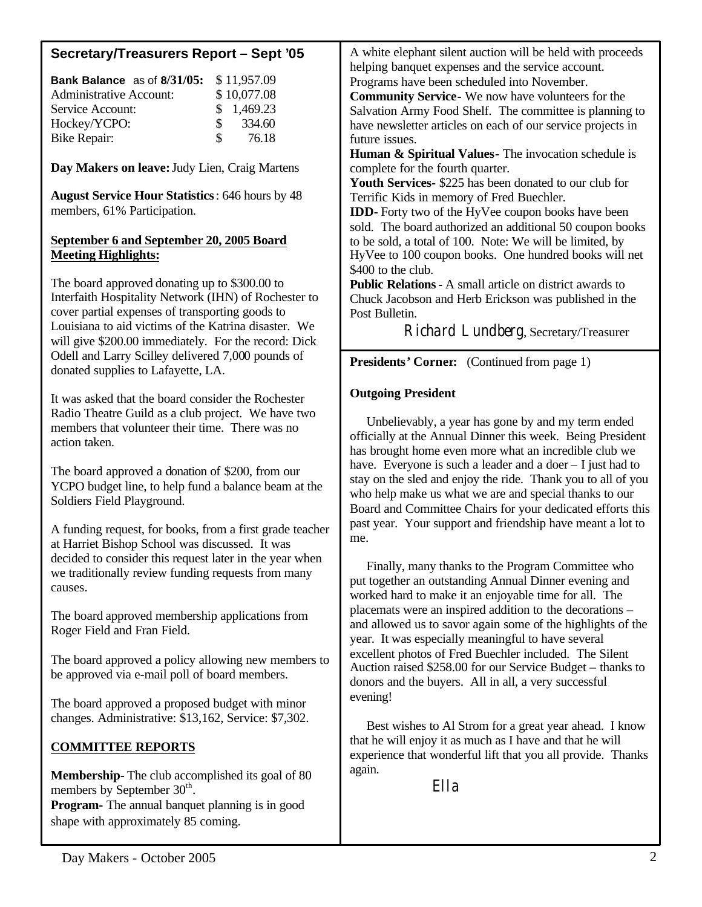## Secretary/Treasurers Report – Sept '05

| **Bank Balance** as of **8/31/05:** | $ 11,957.09 |
| --- | --- |
| Administrative Account: | $ 10,077.08 |
| Service Account: | $ 1,469.23 |
| Hockey/YCPO: | $ 334.60 |
| Bike Repair: | $ 76.18 |

**Day Makers on leave:** Judy Lien, Craig Martens

**August Service Hour Statistics**: 646 hours by 48 members, 61% Participation.

**September 6 and September 20, 2005 Board Meeting Highlights:**

The board approved donating up to $300.00 to Interfaith Hospitality Network (IHN) of Rochester to cover partial expenses of transporting goods to Louisiana to aid victims of the Katrina disaster. We will give $200.00 immediately. For the record: Dick Odell and Larry Scilley delivered 7,000 pounds of donated supplies to Lafayette, LA.

It was asked that the board consider the Rochester Radio Theatre Guild as a club project. We have two members that volunteer their time. There was no action taken.

The board approved a donation of $200, from our YCPO budget line, to help fund a balance beam at the Soldiers Field Playground.

A funding request, for books, from a first grade teacher at Harriet Bishop School was discussed. It was decided to consider this request later in the year when we traditionally review funding requests from many causes.

The board approved membership applications from Roger Field and Fran Field.

The board approved a policy allowing new members to be approved via e-mail poll of board members.

The board approved a proposed budget with minor changes. Administrative: $13,162, Service: $7,302.

**COMMITTEE REPORTS**

**Membership**- The club accomplished its goal of 80 members by September 30th.
**Program**- The annual banquet planning is in good shape with approximately 85 coming. A white elephant silent auction will be held with proceeds helping banquet expenses and the service account. Programs have been scheduled into November.
**Community Service**- We now have volunteers for the Salvation Army Food Shelf. The committee is planning to have newsletter articles on each of our service projects in future issues.
**Human & Spiritual Values**- The invocation schedule is complete for the fourth quarter.
**Youth Services**- $225 has been donated to our club for Terrific Kids in memory of Fred Buechler.
**IDD**- Forty two of the HyVee coupon books have been sold. The board authorized an additional 50 coupon books to be sold, a total of 100. Note: We will be limited, by HyVee to 100 coupon books. One hundred books will net $400 to the club.
**Public Relations** - A small article on district awards to Chuck Jacobson and Herb Erickson was published in the Post Bulletin.

Richard Lundberg, Secretary/Treasurer

**Presidents' Corner:** (Continued from page 1)

**Outgoing President**

Unbelievably, a year has gone by and my term ended officially at the Annual Dinner this week. Being President has brought home even more what an incredible club we have. Everyone is such a leader and a doer – I just had to stay on the sled and enjoy the ride. Thank you to all of you who help make us what we are and special thanks to our Board and Committee Chairs for your dedicated efforts this past year. Your support and friendship have meant a lot to me.

Finally, many thanks to the Program Committee who put together an outstanding Annual Dinner evening and worked hard to make it an enjoyable time for all. The placemats were an inspired addition to the decorations – and allowed us to savor again some of the highlights of the year. It was especially meaningful to have several excellent photos of Fred Buechler included. The Silent Auction raised $258.00 for our Service Budget – thanks to donors and the buyers. All in all, a very successful evening!

Best wishes to Al Strom for a great year ahead. I know that he will enjoy it as much as I have and that he will experience that wonderful lift that you all provide. Thanks again.

Ella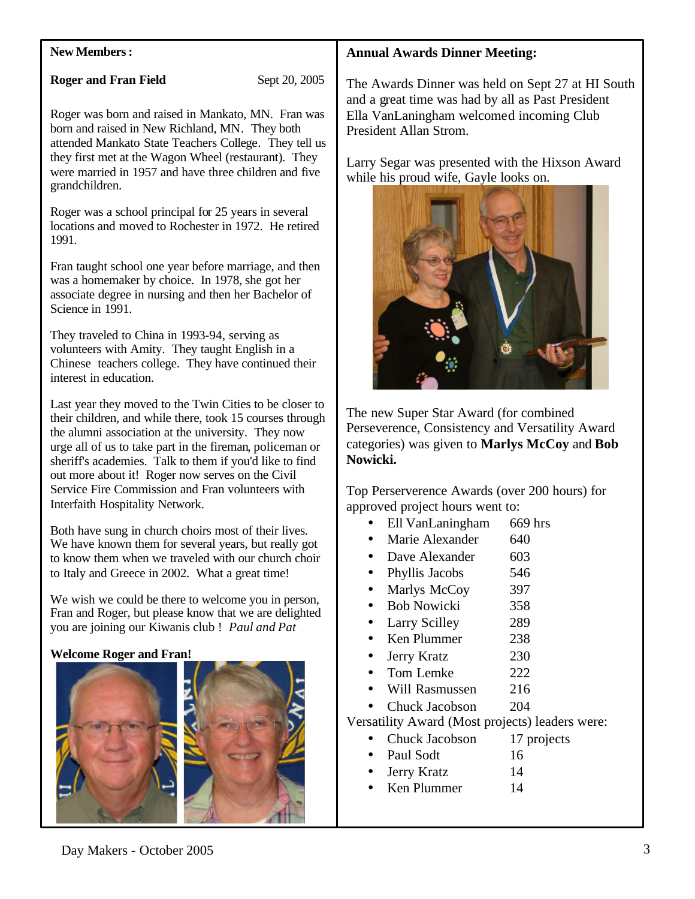**New Members :**

**Roger and Fran Field** Sept 20, 2005

Roger was born and raised in Mankato, MN. Fran was born and raised in New Richland, MN. They both attended Mankato State Teachers College. They tell us they first met at the Wagon Wheel (restaurant). They were married in 1957 and have three children and five grandchildren.

Roger was a school principal for 25 years in several locations and moved to Rochester in 1972. He retired 1991.

Fran taught school one year before marriage, and then was a homemaker by choice. In 1978, she got her associate degree in nursing and then her Bachelor of Science in 1991.

They traveled to China in 1993-94, serving as volunteers with Amity. They taught English in a Chinese teachers college. They have continued their interest in education.

Last year they moved to the Twin Cities to be closer to their children, and while there, took 15 courses through the alumni association at the university. They now urge all of us to take part in the fireman, policeman or sheriff's academies. Talk to them if you'd like to find out more about it! Roger now serves on the Civil Service Fire Commission and Fran volunteers with Interfaith Hospitality Network.

Both have sung in church choirs most of their lives. We have known them for several years, but really got to know them when we traveled with our church choir to Italy and Greece in 2002. What a great time!

We wish we could be there to welcome you in person, Fran and Roger, but please know that we are delighted you are joining our Kiwanis club ! *Paul and Pat*

**Welcome Roger and Fran!**

**Annual Awards Dinner Meeting:**

The Awards Dinner was held on Sept 27 at HI South and a great time was had by all as Past President Ella VanLaningham welcomed incoming Club President Allan Strom.

Larry Segar was presented with the Hixson Award while his proud wife, Gayle looks on.

The new Super Star Award (for combined Perseverence, Consistency and Versatility Award categories) was given to **Marlys McCoy** and **Bob Nowicki.**

Top Perserverence Awards (over 200 hours) for approved project hours went to:

- Ell VanLaningham 669 hrs
- Marie Alexander 640
- Dave Alexander 603
- Phyllis Jacobs 546
- Marlys McCoy 397
- Bob Nowicki 358
- Larry Scilley 289
- Ken Plummer 238
- Jerry Kratz 230
- Tom Lemke 222
- Will Rasmussen 216
- Chuck Jacobson 204

Versatility Award (Most projects) leaders were:

- Chuck Jacobson 17 projects
- Paul Sodt 16
- Jerry Kratz 14
- Ken Plummer 14